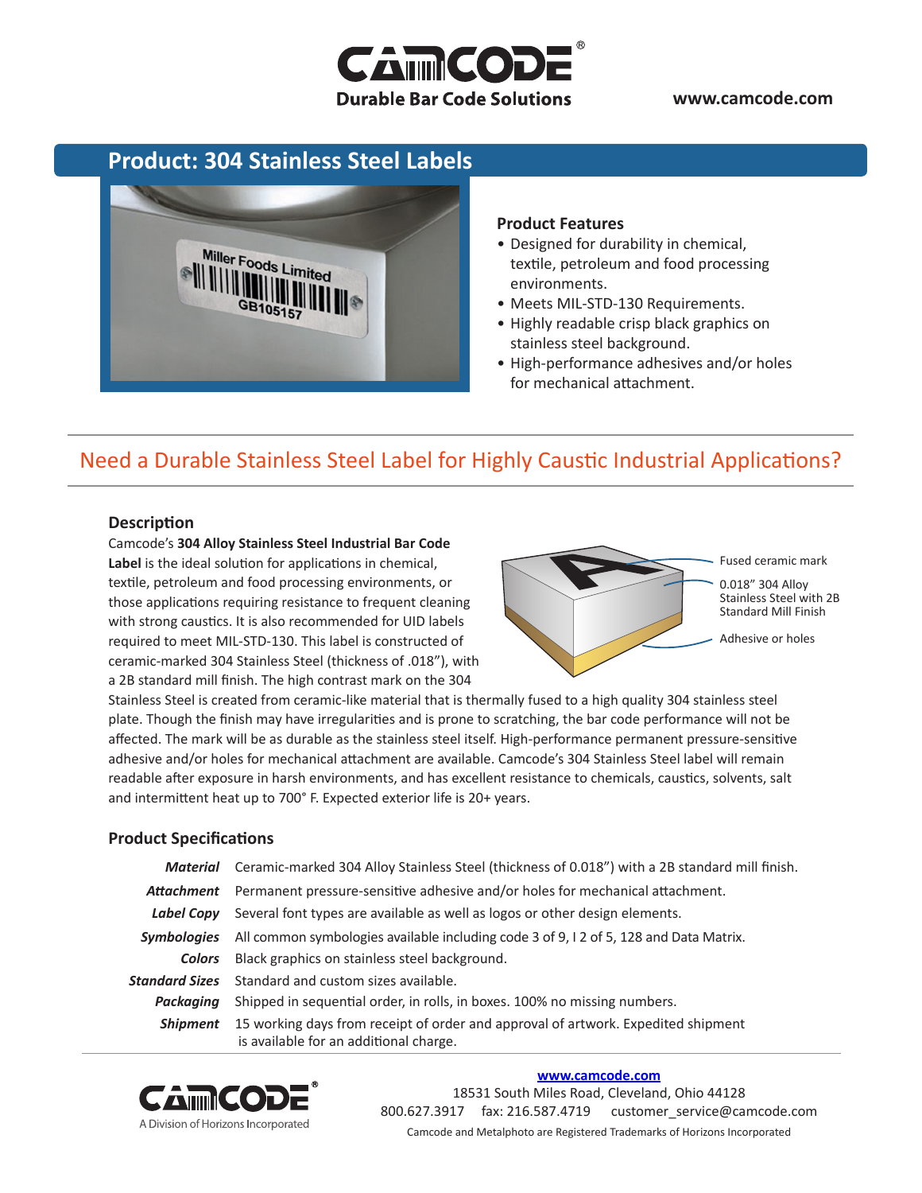Durable Bar Code Solutions

www.camcode.com

## Product: 304 Stainless Steel Labels

### Product Features

- Designed for durability in chemical, textile, petroleum and food processing environments.
- Meets MIL-STD-130 Requirements.
- Highly readable crisp black graphics on stainless steel background.
- High-performance adhesives and/or holes for mechanical attachment.

## Need a Durable Stainless Steel Label for Highly Caustic Industrial Applications?

### Description

Camcode's **304 Alloy Stainless Steel Industrial Bar Code Label** is the ideal solution for applications in chemical, textile, petroleum and food processing environments, or those applications requiring resistance to frequent cleaning with strong caustics. It is also recommended for UID labels required to meet MIL-STD-130. This label is constructed of ceramic-marked 304 Stainless Steel (thickness of .018"), with a 2B standard mill finish. The high contrast mark on the 304 Stainless Steel is created from ceramic-like material that is thermally fused to a high quality 304 stainless steel plate. Though the finish may have irregularities and is prone to scratching, the bar code performance will not be affected. The mark will be as durable as the stainless steel itself. High-performance permanent pressure-sensitive adhesive and/or holes for mechanical attachment are available. Camcode's 304 Stainless Steel label will remain readable after exposure in harsh environments, and has excellent resistance to chemicals, caustics, solvents, salt and intermittent heat up to 700° F. Expected exterior life is 20+ years.

Fused ceramic mark

0.018" 304 Alloy Stainless Steel with 2B Standard Mill Finish

Adhesive or holes

### Product Specifications

| | |
|---|---|
| ***Material*** | Ceramic-marked 304 Alloy Stainless Steel (thickness of 0.018") with a 2B standard mill finish. |
| ***Attachment*** | Permanent pressure-sensitive adhesive and/or holes for mechanical attachment. |
| ***Label Copy*** | Several font types are available as well as logos or other design elements. |
| ***Symbologies*** | All common symbologies available including code 3 of 9, I 2 of 5, 128 and Data Matrix. |
| ***Colors*** | Black graphics on stainless steel background. |
| ***Standard Sizes*** | Standard and custom sizes available. |
| ***Packaging*** | Shipped in sequential order, in rolls, in boxes. 100% no missing numbers. |
| ***Shipment*** | 15 working days from receipt of order and approval of artwork. Expedited shipment is available for an additional charge. |

A Division of Horizons Incorporated

www.camcode.com
18531 South Miles Road, Cleveland, Ohio 44128
800.627.3917 fax: 216.587.4719 customer_service@camcode.com
Camcode and Metalphoto are Registered Trademarks of Horizons Incorporated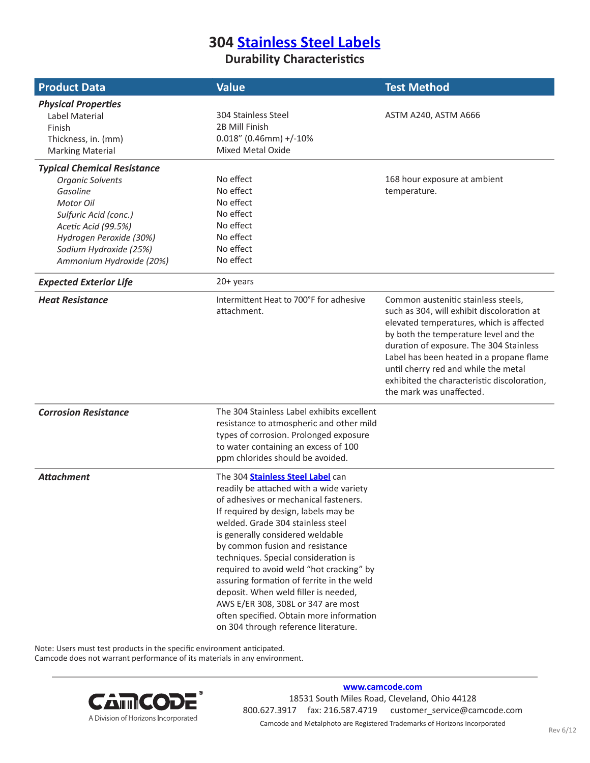# 304 Stainless Steel Labels

## Durability Characteristics

| Product Data | Value | Test Method |
|---|---|---|
| ***Physical Properties*** | | |
| Label Material | 304 Stainless Steel | ASTM A240, ASTM A666 |
| Finish | 2B Mill Finish | |
| Thickness, in. (mm) | 0.018" (0.46mm) +/-10% | |
| Marking Material | Mixed Metal Oxide | |
| ***Typical Chemical Resistance*** | | |
| *Organic Solvents* | No effect | 168 hour exposure at ambient temperature. |
| *Gasoline* | No effect | |
| *Motor Oil* | No effect | |
| *Sulfuric Acid (conc.)* | No effect | |
| *Acetic Acid (99.5%)* | No effect | |
| *Hydrogen Peroxide (30%)* | No effect | |
| *Sodium Hydroxide (25%)* | No effect | |
| *Ammonium Hydroxide (20%)* | No effect | |
| ***Expected Exterior Life*** | 20+ years | |
| ***Heat Resistance*** | Intermittent Heat to 700°F for adhesive attachment. | Common austenitic stainless steels, such as 304, will exhibit discoloration at elevated temperatures, which is affected by both the temperature level and the duration of exposure. The 304 Stainless Label has been heated in a propane flame until cherry red and while the metal exhibited the characteristic discoloration, the mark was unaffected. |
| ***Corrosion Resistance*** | The 304 Stainless Label exhibits excellent resistance to atmospheric and other mild types of corrosion. Prolonged exposure to water containing an excess of 100 ppm chlorides should be avoided. | |
| ***Attachment*** | The 304 **Stainless Steel Label** can readily be attached with a wide variety of adhesives or mechanical fasteners. If required by design, labels may be welded. Grade 304 stainless steel is generally considered weldable by common fusion and resistance techniques. Special consideration is required to avoid weld "hot cracking" by assuring formation of ferrite in the weld deposit. When weld filler is needed, AWS E/ER 308, 308L or 347 are most often specified. Obtain more information on 304 through reference literature. | |

Note: Users must test products in the specific environment anticipated.
Camcode does not warrant performance of its materials in any environment.

CAMCODE®
A Division of Horizons Incorporated

**www.camcode.com**
18531 South Miles Road, Cleveland, Ohio 44128
800.627.3917 fax: 216.587.4719 customer_service@camcode.com
Camcode and Metalphoto are Registered Trademarks of Horizons Incorporated

Rev 6/12